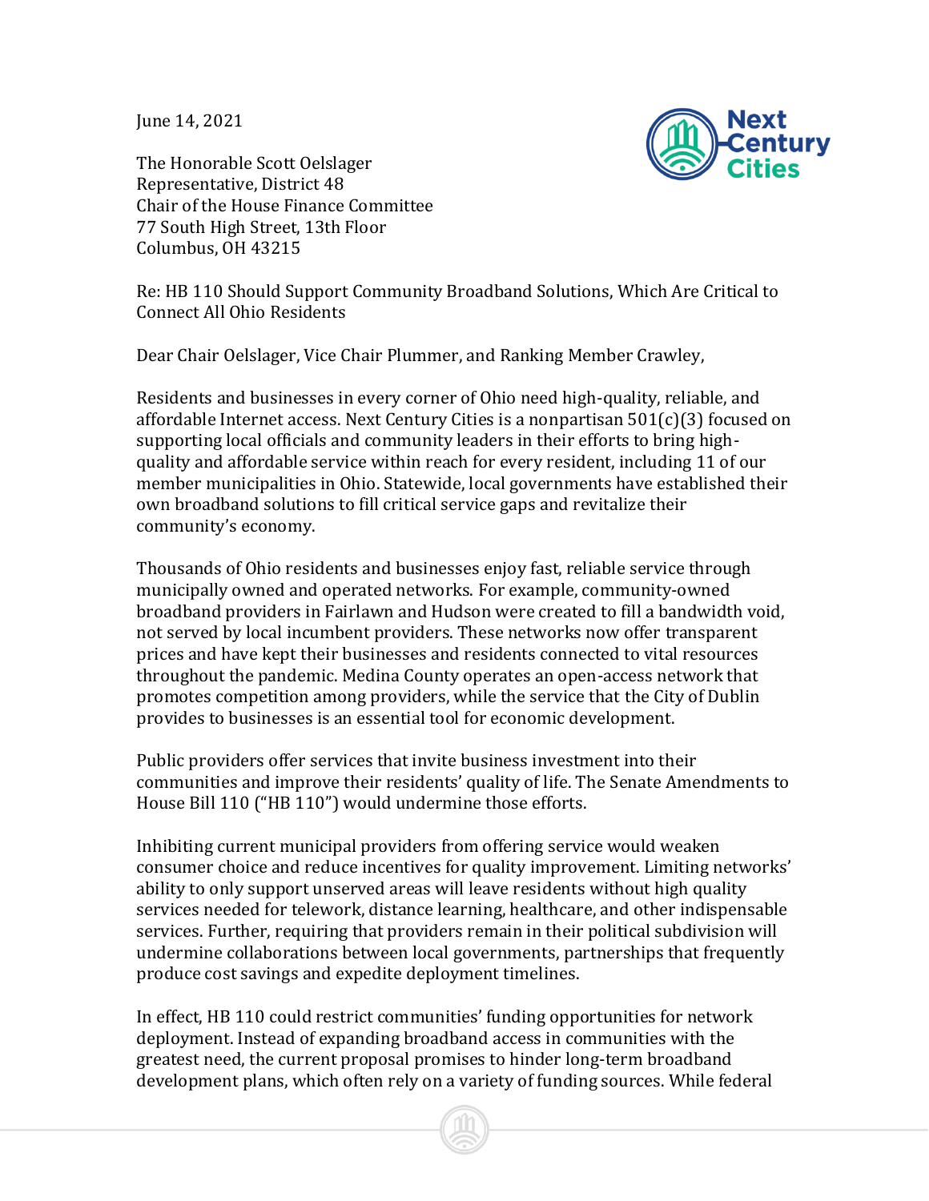June 14, 2021

The Honorable Scott Oelslager
Representative, District 48
Chair of the House Finance Committee
77 South High Street, 13th Floor
Columbus, OH 43215

Re: HB 110 Should Support Community Broadband Solutions, Which Are Critical to Connect All Ohio Residents

Dear Chair Oelslager, Vice Chair Plummer, and Ranking Member Crawley,

Residents and businesses in every corner of Ohio need high-quality, reliable, and affordable Internet access. Next Century Cities is a nonpartisan 501(c)(3) focused on supporting local officials and community leaders in their efforts to bring high-quality and affordable service within reach for every resident, including 11 of our member municipalities in Ohio. Statewide, local governments have established their own broadband solutions to fill critical service gaps and revitalize their community's economy.

Thousands of Ohio residents and businesses enjoy fast, reliable service through municipally owned and operated networks. For example, community-owned broadband providers in Fairlawn and Hudson were created to fill a bandwidth void, not served by local incumbent providers. These networks now offer transparent prices and have kept their businesses and residents connected to vital resources throughout the pandemic. Medina County operates an open-access network that promotes competition among providers, while the service that the City of Dublin provides to businesses is an essential tool for economic development.

Public providers offer services that invite business investment into their communities and improve their residents' quality of life. The Senate Amendments to House Bill 110 ("HB 110") would undermine those efforts.

Inhibiting current municipal providers from offering service would weaken consumer choice and reduce incentives for quality improvement. Limiting networks' ability to only support unserved areas will leave residents without high quality services needed for telework, distance learning, healthcare, and other indispensable services. Further, requiring that providers remain in their political subdivision will undermine collaborations between local governments, partnerships that frequently produce cost savings and expedite deployment timelines.

In effect, HB 110 could restrict communities' funding opportunities for network deployment. Instead of expanding broadband access in communities with the greatest need, the current proposal promises to hinder long-term broadband development plans, which often rely on a variety of funding sources. While federal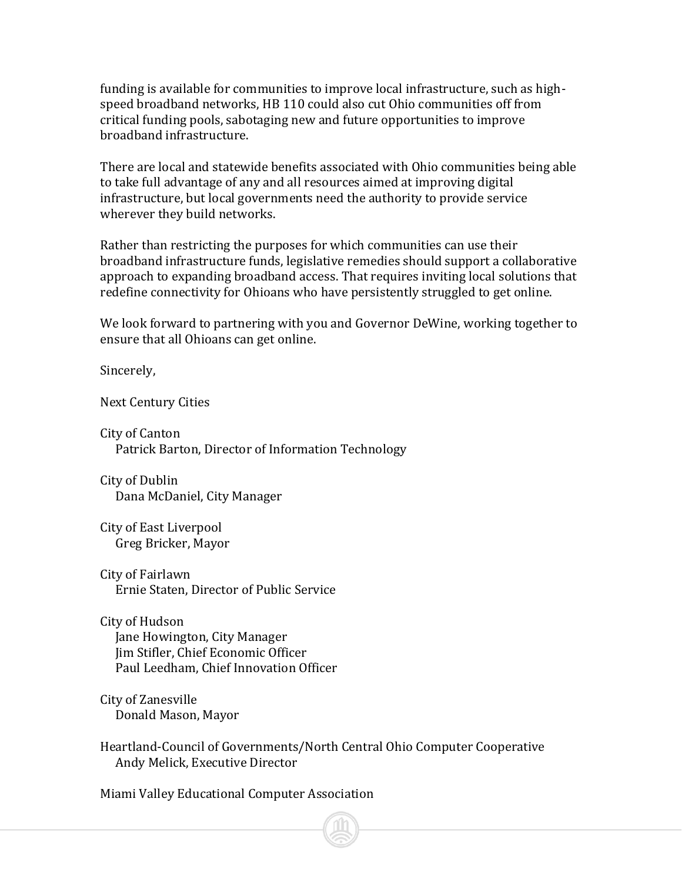funding is available for communities to improve local infrastructure, such as high-speed broadband networks, HB 110 could also cut Ohio communities off from critical funding pools, sabotaging new and future opportunities to improve broadband infrastructure.

There are local and statewide benefits associated with Ohio communities being able to take full advantage of any and all resources aimed at improving digital infrastructure, but local governments need the authority to provide service wherever they build networks.

Rather than restricting the purposes for which communities can use their broadband infrastructure funds, legislative remedies should support a collaborative approach to expanding broadband access. That requires inviting local solutions that redefine connectivity for Ohioans who have persistently struggled to get online.

We look forward to partnering with you and Governor DeWine, working together to ensure that all Ohioans can get online.

Sincerely,

Next Century Cities

City of Canton
Patrick Barton, Director of Information Technology

City of Dublin
Dana McDaniel, City Manager

City of East Liverpool
Greg Bricker, Mayor

City of Fairlawn
Ernie Staten, Director of Public Service

City of Hudson
Jane Howington, City Manager
Jim Stifler, Chief Economic Officer
Paul Leedham, Chief Innovation Officer

City of Zanesville
Donald Mason, Mayor

Heartland-Council of Governments/North Central Ohio Computer Cooperative
Andy Melick, Executive Director

Miami Valley Educational Computer Association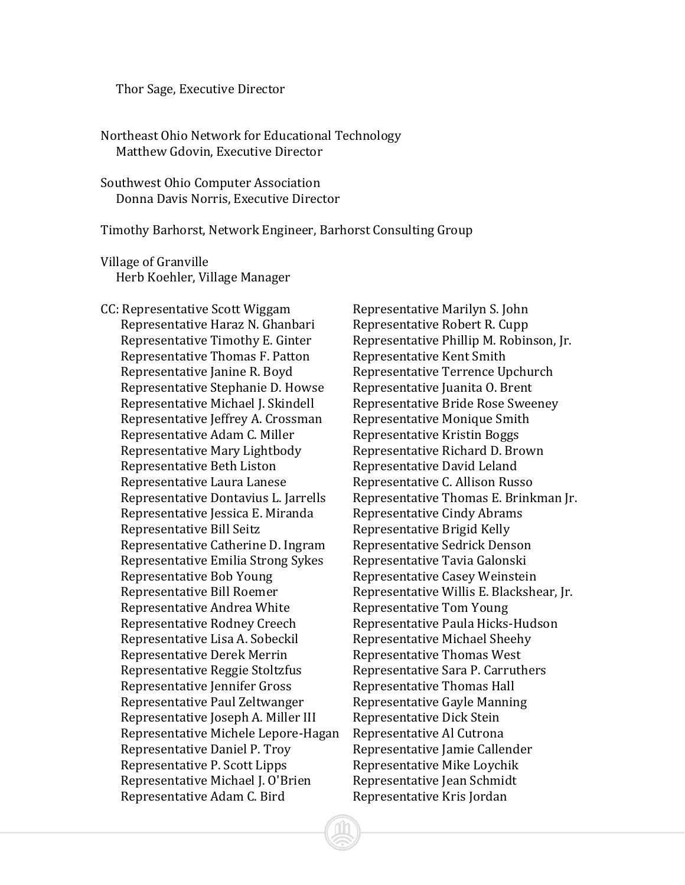Thor Sage, Executive Director

Northeast Ohio Network for Educational Technology
Matthew Gdovin, Executive Director

Southwest Ohio Computer Association
Donna Davis Norris, Executive Director

Timothy Barhorst, Network Engineer, Barhorst Consulting Group

Village of Granville
Herb Koehler, Village Manager

CC: Representative Scott Wiggam
Representative Haraz N. Ghanbari
Representative Timothy E. Ginter
Representative Thomas F. Patton
Representative Janine R. Boyd
Representative Stephanie D. Howse
Representative Michael J. Skindell
Representative Jeffrey A. Crossman
Representative Adam C. Miller
Representative Mary Lightbody
Representative Beth Liston
Representative Laura Lanese
Representative Dontavius L. Jarrells
Representative Jessica E. Miranda
Representative Bill Seitz
Representative Catherine D. Ingram
Representative Emilia Strong Sykes
Representative Bob Young
Representative Bill Roemer
Representative Andrea White
Representative Rodney Creech
Representative Lisa A. Sobeckil
Representative Derek Merrin
Representative Reggie Stoltzfus
Representative Jennifer Gross
Representative Paul Zeltwanger
Representative Joseph A. Miller III
Representative Michele Lepore-Hagan
Representative Daniel P. Troy
Representative P. Scott Lipps
Representative Michael J. O'Brien
Representative Adam C. Bird
Representative Marilyn S. John
Representative Robert R. Cupp
Representative Phillip M. Robinson, Jr.
Representative Kent Smith
Representative Terrence Upchurch
Representative Juanita O. Brent
Representative Bride Rose Sweeney
Representative Monique Smith
Representative Kristin Boggs
Representative Richard D. Brown
Representative David Leland
Representative C. Allison Russo
Representative Thomas E. Brinkman Jr.
Representative Cindy Abrams
Representative Brigid Kelly
Representative Sedrick Denson
Representative Tavia Galonski
Representative Casey Weinstein
Representative Willis E. Blackshear, Jr.
Representative Tom Young
Representative Paula Hicks-Hudson
Representative Michael Sheehy
Representative Thomas West
Representative Sara P. Carruthers
Representative Thomas Hall
Representative Gayle Manning
Representative Dick Stein
Representative Al Cutrona
Representative Jamie Callender
Representative Mike Loychik
Representative Jean Schmidt
Representative Kris Jordan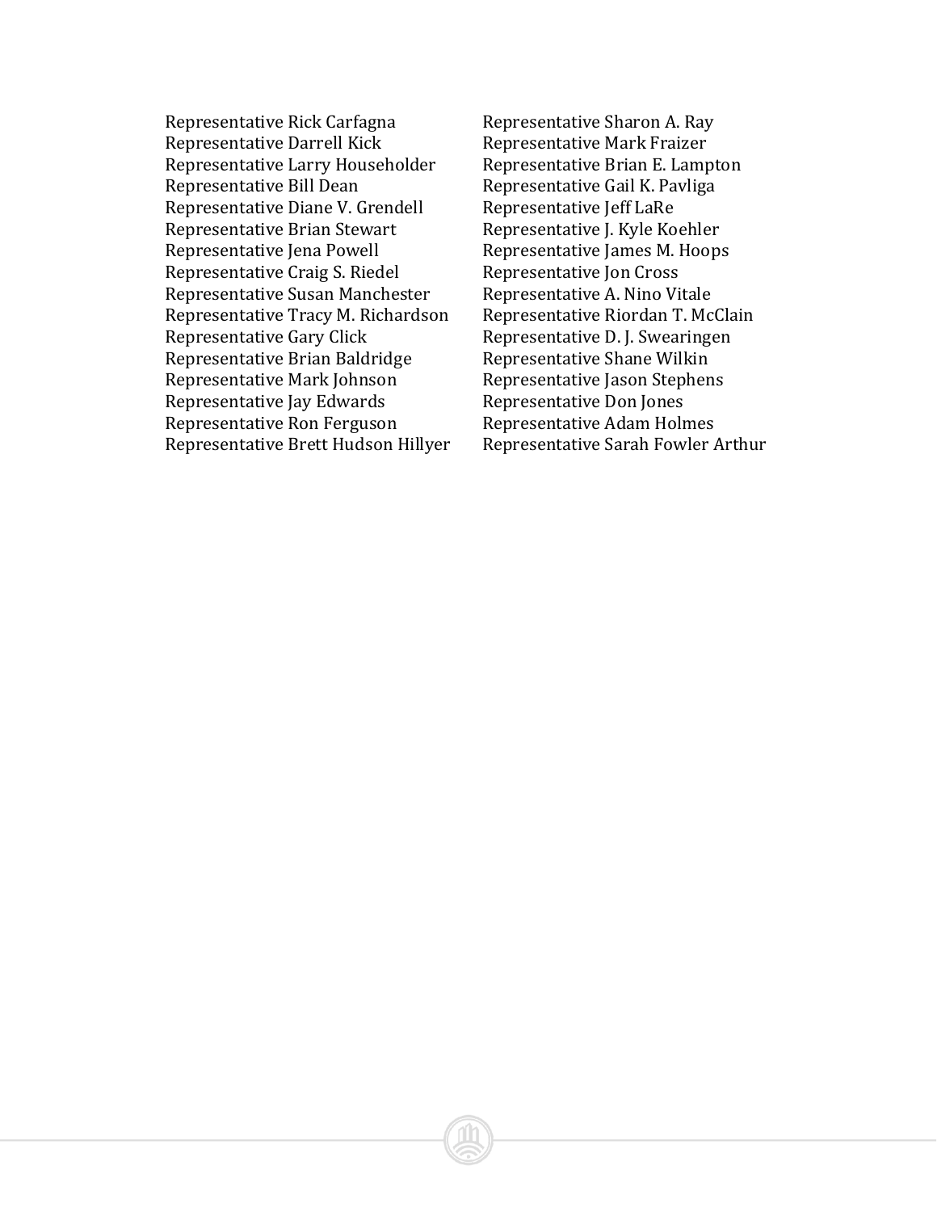Representative Rick Carfagna
Representative Darrell Kick
Representative Larry Householder
Representative Bill Dean
Representative Diane V. Grendell
Representative Brian Stewart
Representative Jena Powell
Representative Craig S. Riedel
Representative Susan Manchester
Representative Tracy M. Richardson
Representative Gary Click
Representative Brian Baldridge
Representative Mark Johnson
Representative Jay Edwards
Representative Ron Ferguson
Representative Brett Hudson Hillyer
Representative Sharon A. Ray
Representative Mark Fraizer
Representative Brian E. Lampton
Representative Gail K. Pavliga
Representative Jeff LaRe
Representative J. Kyle Koehler
Representative James M. Hoops
Representative Jon Cross
Representative A. Nino Vitale
Representative Riordan T. McClain
Representative D. J. Swearingen
Representative Shane Wilkin
Representative Jason Stephens
Representative Don Jones
Representative Adam Holmes
Representative Sarah Fowler Arthur